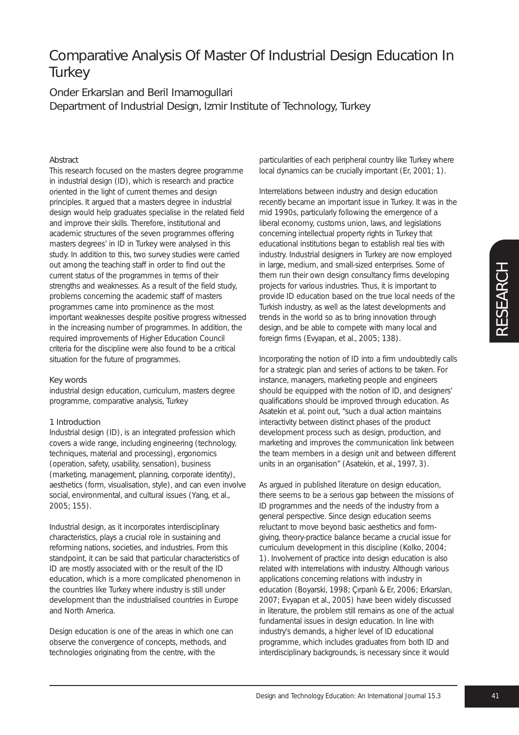# Comparative Analysis Of Master Of Industrial Design Education In Turkey

Onder Erkarslan and Beril Imamogullari
Department of Industrial Design, Izmir Institute of Technology, Turkey

## Abstract

This research focused on the masters degree programme in industrial design (ID), which is research and practice oriented in the light of current themes and design principles. It argued that a masters degree in industrial design would help graduates specialise in the related field and improve their skills. Therefore, institutional and academic structures of the seven programmes offering masters degrees' in ID in Turkey were analysed in this study. In addition to this, two survey studies were carried out among the teaching staff in order to find out the current status of the programmes in terms of their strengths and weaknesses. As a result of the field study, problems concerning the academic staff of masters programmes came into prominence as the most important weaknesses despite positive progress witnessed in the increasing number of programmes. In addition, the required improvements of Higher Education Council criteria for the discipline were also found to be a critical situation for the future of programmes.

## Key words

industrial design education, curriculum, masters degree programme, comparative analysis, Turkey

## 1 Introduction

Industrial design (ID), is an integrated profession which covers a wide range, including engineering (technology, techniques, material and processing), ergonomics (operation, safety, usability, sensation), business (marketing, management, planning, corporate identity), aesthetics (form, visualisation, style), and can even involve social, environmental, and cultural issues (Yang, et al., 2005; 155).

Industrial design, as it incorporates interdisciplinary characteristics, plays a crucial role in sustaining and reforming nations, societies, and industries. From this standpoint, it can be said that particular characteristics of ID are mostly associated with or the result of the ID education, which is a more complicated phenomenon in the countries like Turkey where industry is still under development than the industrialised countries in Europe and North America.

Design education is one of the areas in which one can observe the convergence of concepts, methods, and technologies originating from the centre, with the particularities of each peripheral country like Turkey where local dynamics can be crucially important (Er, 2001; 1).

Interrelations between industry and design education recently became an important issue in Turkey. It was in the mid 1990s, particularly following the emergence of a liberal economy, customs union, laws, and legislations concerning intellectual property rights in Turkey that educational institutions began to establish real ties with industry. Industrial designers in Turkey are now employed in large, medium, and small-sized enterprises. Some of them run their own design consultancy firms developing projects for various industries. Thus, it is important to provide ID education based on the true local needs of the Turkish industry, as well as the latest developments and trends in the world so as to bring innovation through design, and be able to compete with many local and foreign firms (Evyapan, et al., 2005; 138).

Incorporating the notion of ID into a firm undoubtedly calls for a strategic plan and series of actions to be taken. For instance, managers, marketing people and engineers should be equipped with the notion of ID, and designers' qualifications should be improved through education. As Asatekin et al. point out, "such a dual action maintains interactivity between distinct phases of the product development process such as design, production, and marketing and improves the communication link between the team members in a design unit and between different units in an organisation" (Asatekin, et al., 1997, 3).

As argued in published literature on design education, there seems to be a serious gap between the missions of ID programmes and the needs of the industry from a general perspective. Since design education seems reluctant to move beyond basic aesthetics and form-giving, theory-practice balance became a crucial issue for curriculum development in this discipline (Kolko, 2004; 1). Involvement of practice into design education is also related with interrelations with industry. Although various applications concerning relations with industry in education (Boyarski, 1998; Çırpanlı & Er, 2006; Erkarslan, 2007; Evyapan et al., 2005) have been widely discussed in literature, the problem still remains as one of the actual fundamental issues in design education. In line with industry's demands, a higher level of ID educational programme, which includes graduates from both ID and interdisciplinary backgrounds, is necessary since it would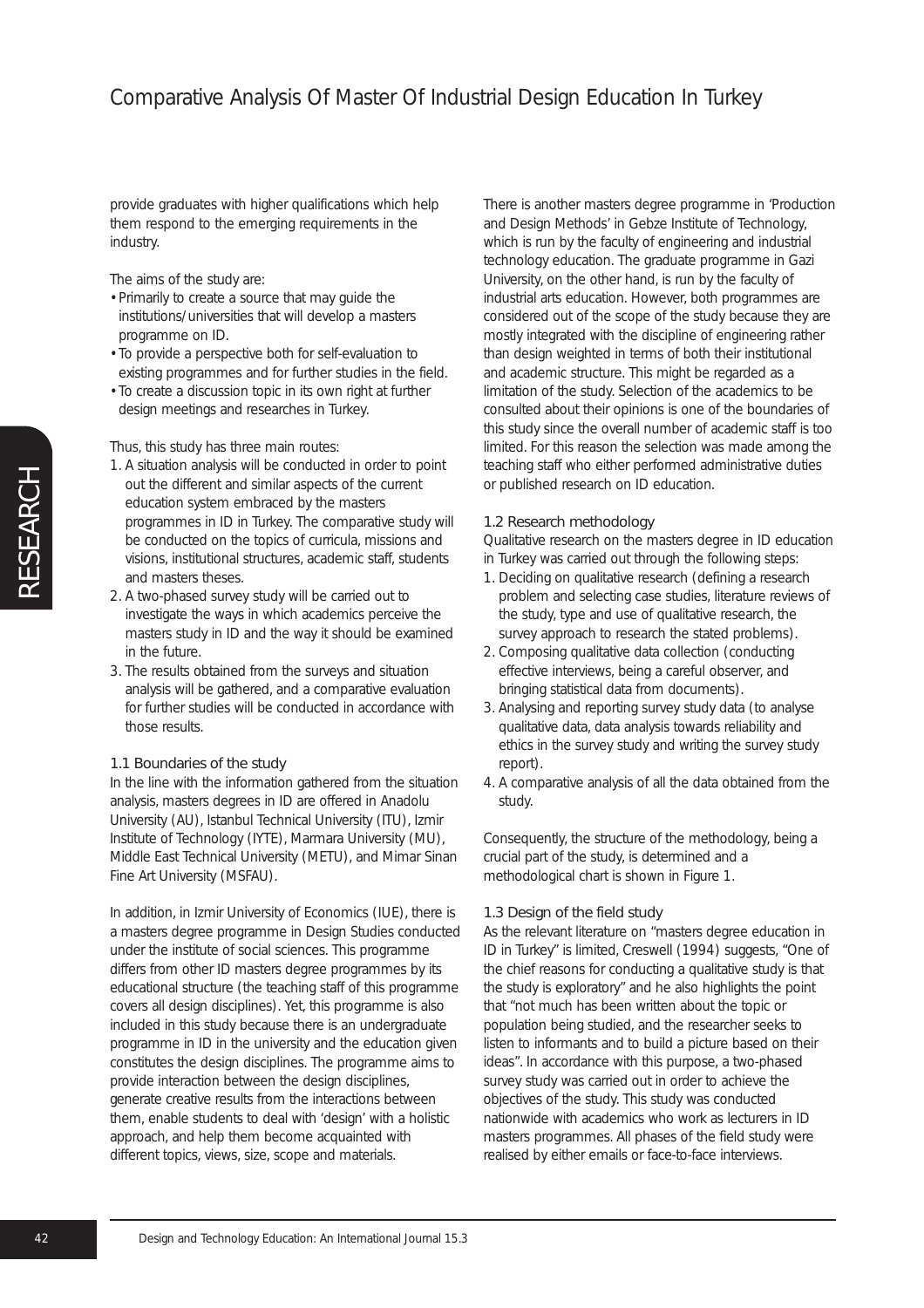provide graduates with higher qualifications which help them respond to the emerging requirements in the industry.

The aims of the study are:

- Primarily to create a source that may guide the institutions/universities that will develop a masters programme on ID.
- To provide a perspective both for self-evaluation to existing programmes and for further studies in the field.
- To create a discussion topic in its own right at further design meetings and researches in Turkey.

Thus, this study has three main routes:

1. A situation analysis will be conducted in order to point out the different and similar aspects of the current education system embraced by the masters programmes in ID in Turkey. The comparative study will be conducted on the topics of curricula, missions and visions, institutional structures, academic staff, students and masters theses.
2. A two-phased survey study will be carried out to investigate the ways in which academics perceive the masters study in ID and the way it should be examined in the future.
3. The results obtained from the surveys and situation analysis will be gathered, and a comparative evaluation for further studies will be conducted in accordance with those results.

### 1.1 Boundaries of the study

In the line with the information gathered from the situation analysis, masters degrees in ID are offered in Anadolu University (AU), Istanbul Technical University (ITU), Izmir Institute of Technology (IYTE), Marmara University (MU), Middle East Technical University (METU), and Mimar Sinan Fine Art University (MSFAU).

In addition, in Izmir University of Economics (IUE), there is a masters degree programme in Design Studies conducted under the institute of social sciences. This programme differs from other ID masters degree programmes by its educational structure (the teaching staff of this programme covers all design disciplines). Yet, this programme is also included in this study because there is an undergraduate programme in ID in the university and the education given constitutes the design disciplines. The programme aims to provide interaction between the design disciplines, generate creative results from the interactions between them, enable students to deal with 'design' with a holistic approach, and help them become acquainted with different topics, views, size, scope and materials.

There is another masters degree programme in 'Production and Design Methods' in Gebze Institute of Technology, which is run by the faculty of engineering and industrial technology education. The graduate programme in Gazi University, on the other hand, is run by the faculty of industrial arts education. However, both programmes are considered out of the scope of the study because they are mostly integrated with the discipline of engineering rather than design weighted in terms of both their institutional and academic structure. This might be regarded as a limitation of the study. Selection of the academics to be consulted about their opinions is one of the boundaries of this study since the overall number of academic staff is too limited. For this reason the selection was made among the teaching staff who either performed administrative duties or published research on ID education.

### 1.2 Research methodology

Qualitative research on the masters degree in ID education in Turkey was carried out through the following steps:

1. Deciding on qualitative research (defining a research problem and selecting case studies, literature reviews of the study, type and use of qualitative research, the survey approach to research the stated problems).
2. Composing qualitative data collection (conducting effective interviews, being a careful observer, and bringing statistical data from documents).
3. Analysing and reporting survey study data (to analyse qualitative data, data analysis towards reliability and ethics in the survey study and writing the survey study report).
4. A comparative analysis of all the data obtained from the study.

Consequently, the structure of the methodology, being a crucial part of the study, is determined and a methodological chart is shown in Figure 1.

### 1.3 Design of the field study

As the relevant literature on "masters degree education in ID in Turkey" is limited, Creswell (1994) suggests, "One of the chief reasons for conducting a qualitative study is that the study is exploratory" and he also highlights the point that "not much has been written about the topic or population being studied, and the researcher seeks to listen to informants and to build a picture based on their ideas". In accordance with this purpose, a two-phased survey study was carried out in order to achieve the objectives of the study. This study was conducted nationwide with academics who work as lecturers in ID masters programmes. All phases of the field study were realised by either emails or face-to-face interviews.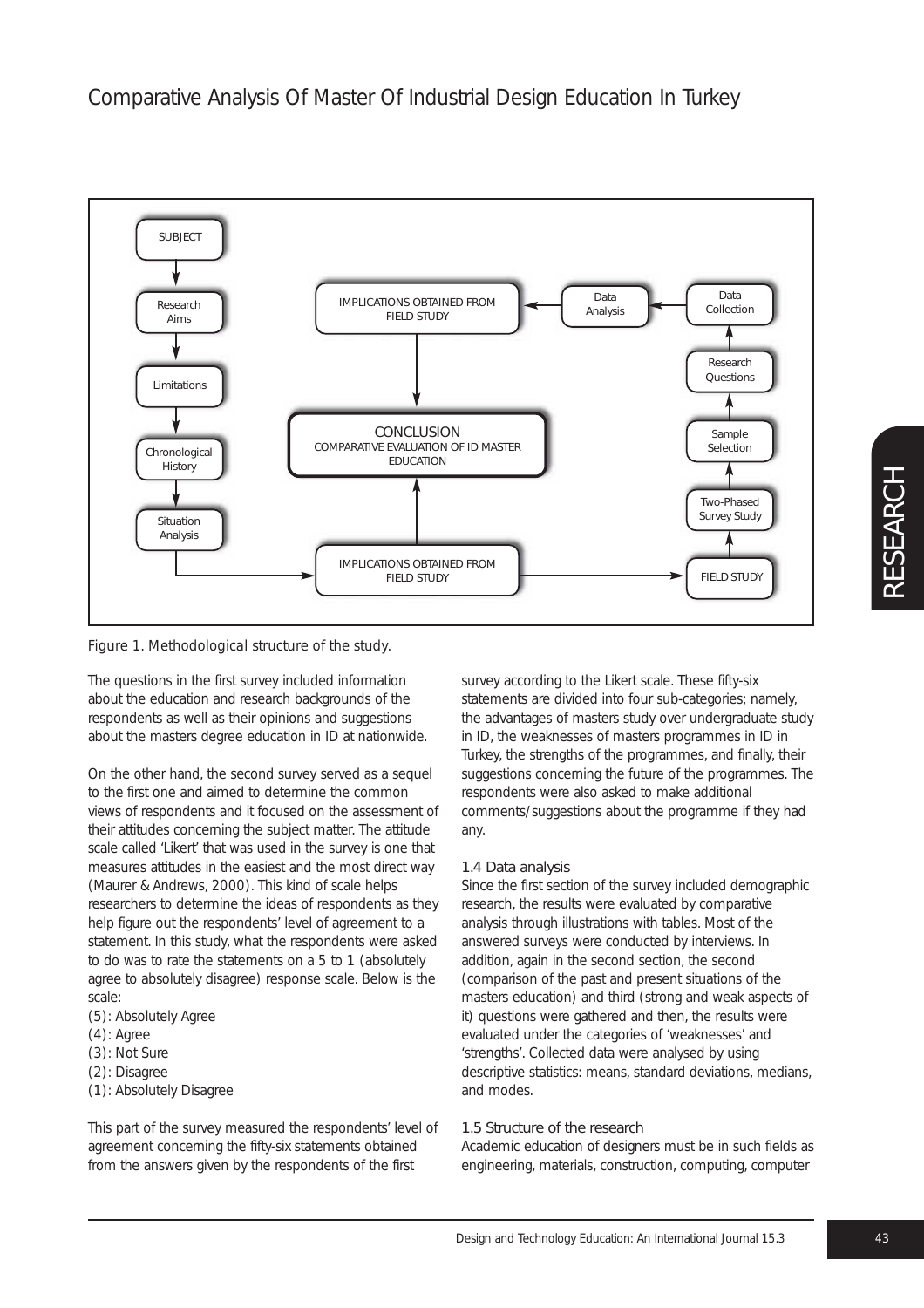Figure 1. Methodological structure of the study.

The questions in the first survey included information about the education and research backgrounds of the respondents as well as their opinions and suggestions about the masters degree education in ID at nationwide.

On the other hand, the second survey served as a sequel to the first one and aimed to determine the common views of respondents and it focused on the assessment of their attitudes concerning the subject matter. The attitude scale called 'Likert' that was used in the survey is one that measures attitudes in the easiest and the most direct way (Maurer & Andrews, 2000). This kind of scale helps researchers to determine the ideas of respondents as they help figure out the respondents' level of agreement to a statement. In this study, what the respondents were asked to do was to rate the statements on a 5 to 1 (absolutely agree to absolutely disagree) response scale. Below is the scale:

(5): Absolutely Agree
(4): Agree
(3): Not Sure
(2): Disagree
(1): Absolutely Disagree

This part of the survey measured the respondents' level of agreement concerning the fifty-six statements obtained from the answers given by the respondents of the first survey according to the Likert scale. These fifty-six statements are divided into four sub-categories; namely, the advantages of masters study over undergraduate study in ID, the weaknesses of masters programmes in ID in Turkey, the strengths of the programmes, and finally, their suggestions concerning the future of the programmes. The respondents were also asked to make additional comments/suggestions about the programme if they had any.

### 1.4 Data analysis

Since the first section of the survey included demographic research, the results were evaluated by comparative analysis through illustrations with tables. Most of the answered surveys were conducted by interviews. In addition, again in the second section, the second (comparison of the past and present situations of the masters education) and third (strong and weak aspects of it) questions were gathered and then, the results were evaluated under the categories of 'weaknesses' and 'strengths'. Collected data were analysed by using descriptive statistics: means, standard deviations, medians, and modes.

### 1.5 Structure of the research

Academic education of designers must be in such fields as engineering, materials, construction, computing, computer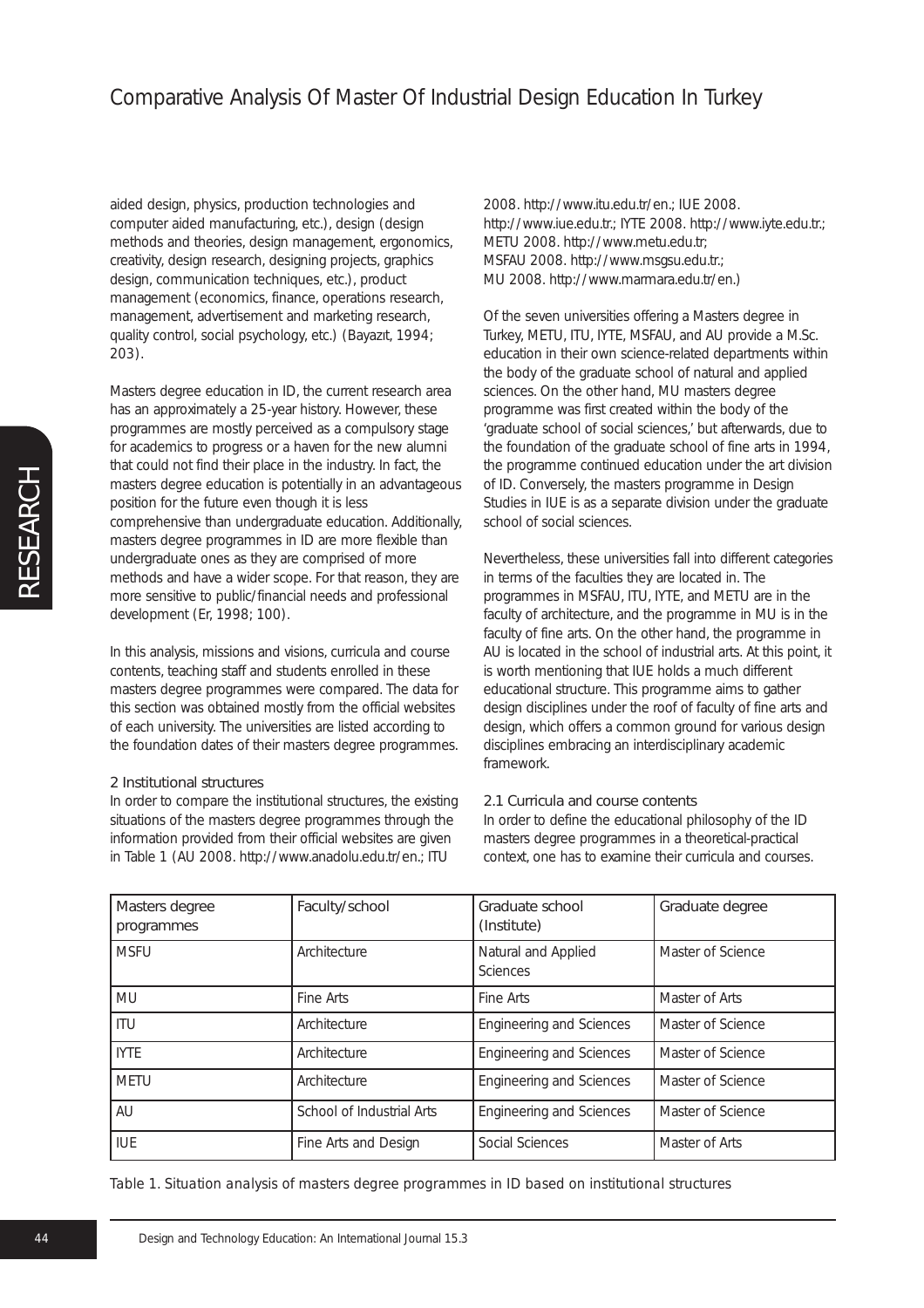aided design, physics, production technologies and computer aided manufacturing, etc.), design (design methods and theories, design management, ergonomics, creativity, design research, designing projects, graphics design, communication techniques, etc.), product management (economics, finance, operations research, management, advertisement and marketing research, quality control, social psychology, etc.) (Bayazıt, 1994; 203).

Masters degree education in ID, the current research area has an approximately a 25-year history. However, these programmes are mostly perceived as a compulsory stage for academics to progress or a haven for the new alumni that could not find their place in the industry. In fact, the masters degree education is potentially in an advantageous position for the future even though it is less comprehensive than undergraduate education. Additionally, masters degree programmes in ID are more flexible than undergraduate ones as they are comprised of more methods and have a wider scope. For that reason, they are more sensitive to public/financial needs and professional development (Er, 1998; 100).

In this analysis, missions and visions, curricula and course contents, teaching staff and students enrolled in these masters degree programmes were compared. The data for this section was obtained mostly from the official websites of each university. The universities are listed according to the foundation dates of their masters degree programmes.

## 2 Institutional structures

In order to compare the institutional structures, the existing situations of the masters degree programmes through the information provided from their official websites are given in Table 1 (AU 2008. http://www.anadolu.edu.tr/en.; ITU 2008. http://www.itu.edu.tr/en.; IUE 2008. http://www.iue.edu.tr.; IYTE 2008. http://www.iyte.edu.tr.; METU 2008. http://www.metu.edu.tr; MSFAU 2008. http://www.msgsu.edu.tr.; MU 2008. http://www.marmara.edu.tr/en.)

Of the seven universities offering a Masters degree in Turkey, METU, ITU, IYTE, MSFAU, and AU provide a M.Sc. education in their own science-related departments within the body of the graduate school of natural and applied sciences. On the other hand, MU masters degree programme was first created within the body of the 'graduate school of social sciences,' but afterwards, due to the foundation of the graduate school of fine arts in 1994, the programme continued education under the art division of ID. Conversely, the masters programme in Design Studies in IUE is as a separate division under the graduate school of social sciences.

Nevertheless, these universities fall into different categories in terms of the faculties they are located in. The programmes in MSFAU, ITU, IYTE, and METU are in the faculty of architecture, and the programme in MU is in the faculty of fine arts. On the other hand, the programme in AU is located in the school of industrial arts. At this point, it is worth mentioning that IUE holds a much different educational structure. This programme aims to gather design disciplines under the roof of faculty of fine arts and design, which offers a common ground for various design disciplines embracing an interdisciplinary academic framework.

### 2.1 Curricula and course contents

In order to define the educational philosophy of the ID masters degree programmes in a theoretical-practical context, one has to examine their curricula and courses.

| Masters degree programmes | Faculty/school | Graduate school (Institute) | Graduate degree |
|---|---|---|---|
| MSFU | Architecture | Natural and Applied Sciences | Master of Science |
| MU | Fine Arts | Fine Arts | Master of Arts |
| ITU | Architecture | Engineering and Sciences | Master of Science |
| IYTE | Architecture | Engineering and Sciences | Master of Science |
| METU | Architecture | Engineering and Sciences | Master of Science |
| AU | School of Industrial Arts | Engineering and Sciences | Master of Science |
| IUE | Fine Arts and Design | Social Sciences | Master of Arts |

*Table 1. Situation analysis of masters degree programmes in ID based on institutional structures*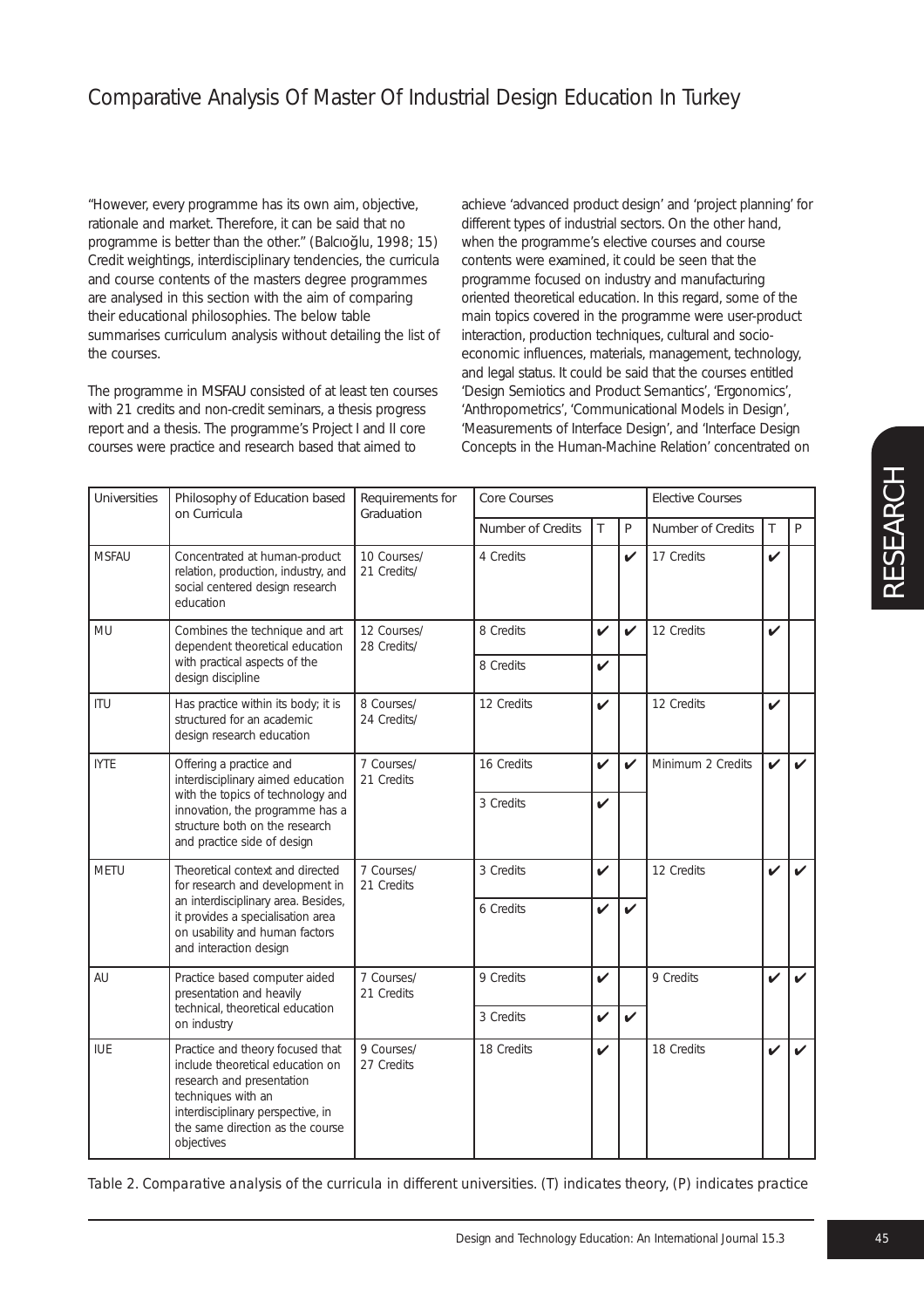"However, every programme has its own aim, objective, rationale and market. Therefore, it can be said that no programme is better than the other." (Balcıoğlu, 1998; 15) Credit weightings, interdisciplinary tendencies, the curricula and course contents of the masters degree programmes are analysed in this section with the aim of comparing their educational philosophies. The below table summarises curriculum analysis without detailing the list of the courses.

The programme in MSFAU consisted of at least ten courses with 21 credits and non-credit seminars, a thesis progress report and a thesis. The programme's Project I and II core courses were practice and research based that aimed to achieve 'advanced product design' and 'project planning' for different types of industrial sectors. On the other hand, when the programme's elective courses and course contents were examined, it could be seen that the programme focused on industry and manufacturing oriented theoretical education. In this regard, some of the main topics covered in the programme were user-product interaction, production techniques, cultural and socio-economic influences, materials, management, technology, and legal status. It could be said that the courses entitled 'Design Semiotics and Product Semantics', 'Ergonomics', 'Anthropometrics', 'Communicational Models in Design', 'Measurements of Interface Design', and 'Interface Design Concepts in the Human-Machine Relation' concentrated on

| Universities | Philosophy of Education based on Curricula | Requirements for Graduation | Core Courses | | | Elective Courses | | |
|---|---|---|---|---|---|---|---|---|
| | | | Number of Credits | T | P | Number of Credits | T | P |
| MSFAU | Concentrated at human-product relation, production, industry, and social centered design research education | 10 Courses/ 21 Credits/ | 4 Credits | | ✔ | 17 Credits | ✔ | |
| MU | Combines the technique and art dependent theoretical education with practical aspects of the design discipline | 12 Courses/ 28 Credits/ | 8 Credits | ✔ | ✔ | 12 Credits | ✔ | |
| | | | 8 Credits | ✔ | | | | |
| ITU | Has practice within its body; it is structured for an academic design research education | 8 Courses/ 24 Credits/ | 12 Credits | ✔ | | 12 Credits | ✔ | |
| IYTE | Offering a practice and interdisciplinary aimed education with the topics of technology and innovation, the programme has a structure both on the research and practice side of design | 7 Courses/ 21 Credits | 16 Credits | ✔ | ✔ | Minimum 2 Credits | ✔ | ✔ |
| | | | 3 Credits | ✔ | | | | |
| METU | Theoretical context and directed for research and development in an interdisciplinary area. Besides, it provides a specialisation area on usability and human factors and interaction design | 7 Courses/ 21 Credits | 3 Credits | ✔ | | 12 Credits | ✔ | ✔ |
| | | | 6 Credits | ✔ | ✔ | | | |
| AU | Practice based computer aided presentation and heavily technical, theoretical education on industry | 7 Courses/ 21 Credits | 9 Credits | ✔ | | 9 Credits | ✔ | ✔ |
| | | | 3 Credits | ✔ | ✔ | | | |
| IUE | Practice and theory focused that include theoretical education on research and presentation techniques with an interdisciplinary perspective, in the same direction as the course objectives | 9 Courses/ 27 Credits | 18 Credits | ✔ | | 18 Credits | ✔ | ✔ |

Table 2. Comparative analysis of the curricula in different universities. (T) indicates theory, (P) indicates practice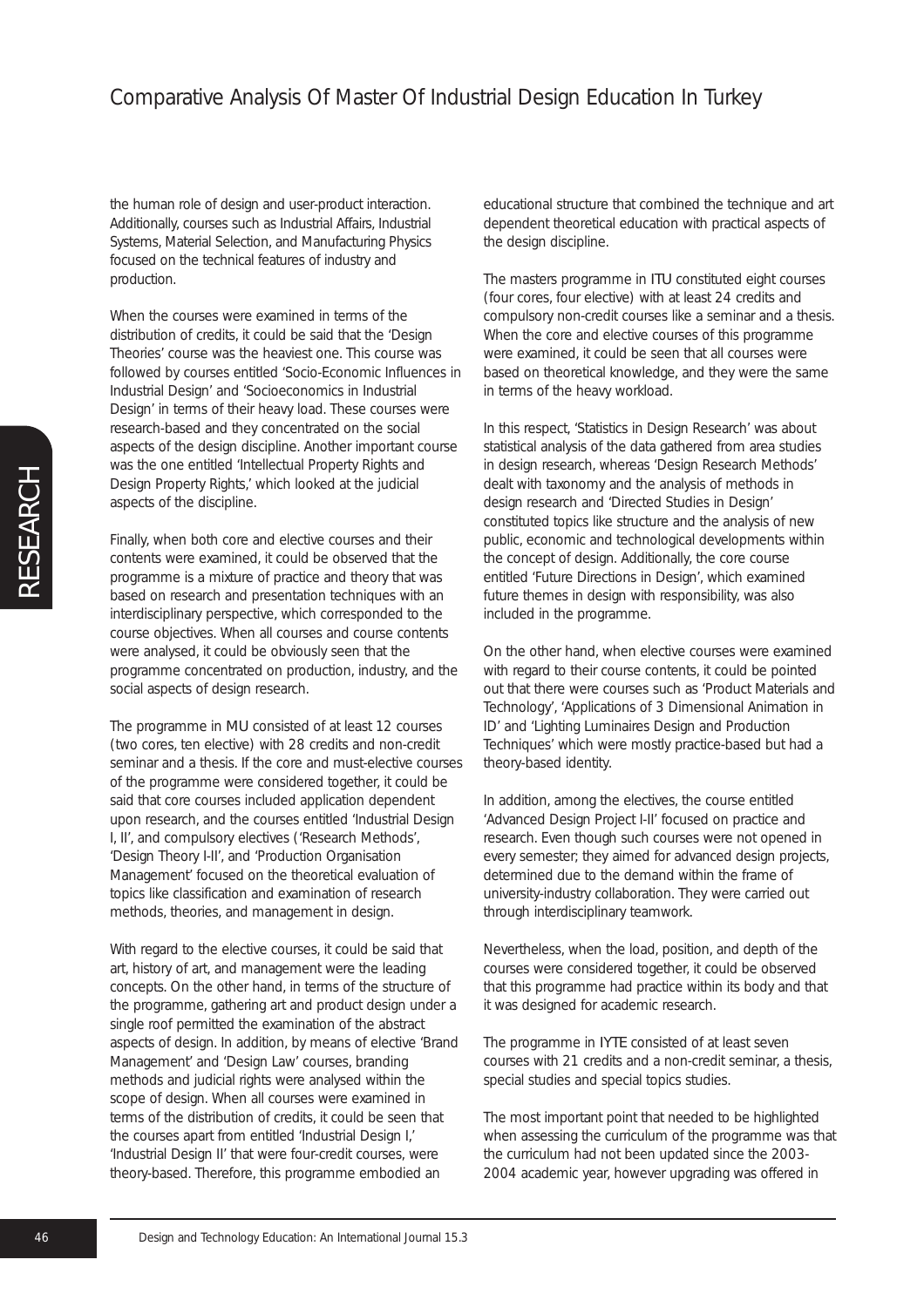the human role of design and user-product interaction. Additionally, courses such as Industrial Affairs, Industrial Systems, Material Selection, and Manufacturing Physics focused on the technical features of industry and production.

When the courses were examined in terms of the distribution of credits, it could be said that the 'Design Theories' course was the heaviest one. This course was followed by courses entitled 'Socio-Economic Influences in Industrial Design' and 'Socioeconomics in Industrial Design' in terms of their heavy load. These courses were research-based and they concentrated on the social aspects of the design discipline. Another important course was the one entitled 'Intellectual Property Rights and Design Property Rights,' which looked at the judicial aspects of the discipline.

Finally, when both core and elective courses and their contents were examined, it could be observed that the programme is a mixture of practice and theory that was based on research and presentation techniques with an interdisciplinary perspective, which corresponded to the course objectives. When all courses and course contents were analysed, it could be obviously seen that the programme concentrated on production, industry, and the social aspects of design research.

The programme in MU consisted of at least 12 courses (two cores, ten elective) with 28 credits and non-credit seminar and a thesis. If the core and must-elective courses of the programme were considered together, it could be said that core courses included application dependent upon research, and the courses entitled 'Industrial Design I, II', and compulsory electives ('Research Methods', 'Design Theory I-II', and 'Production Organisation Management' focused on the theoretical evaluation of topics like classification and examination of research methods, theories, and management in design.

With regard to the elective courses, it could be said that art, history of art, and management were the leading concepts. On the other hand, in terms of the structure of the programme, gathering art and product design under a single roof permitted the examination of the abstract aspects of design. In addition, by means of elective 'Brand Management' and 'Design Law' courses, branding methods and judicial rights were analysed within the scope of design. When all courses were examined in terms of the distribution of credits, it could be seen that the courses apart from entitled 'Industrial Design I,' 'Industrial Design II' that were four-credit courses, were theory-based. Therefore, this programme embodied an educational structure that combined the technique and art dependent theoretical education with practical aspects of the design discipline.

The masters programme in ITU constituted eight courses (four cores, four elective) with at least 24 credits and compulsory non-credit courses like a seminar and a thesis. When the core and elective courses of this programme were examined, it could be seen that all courses were based on theoretical knowledge, and they were the same in terms of the heavy workload.

In this respect, 'Statistics in Design Research' was about statistical analysis of the data gathered from area studies in design research, whereas 'Design Research Methods' dealt with taxonomy and the analysis of methods in design research and 'Directed Studies in Design' constituted topics like structure and the analysis of new public, economic and technological developments within the concept of design. Additionally, the core course entitled 'Future Directions in Design', which examined future themes in design with responsibility, was also included in the programme.

On the other hand, when elective courses were examined with regard to their course contents, it could be pointed out that there were courses such as 'Product Materials and Technology', 'Applications of 3 Dimensional Animation in ID' and 'Lighting Luminaires Design and Production Techniques' which were mostly practice-based but had a theory-based identity.

In addition, among the electives, the course entitled 'Advanced Design Project I-II' focused on practice and research. Even though such courses were not opened in every semester; they aimed for advanced design projects, determined due to the demand within the frame of university-industry collaboration. They were carried out through interdisciplinary teamwork.

Nevertheless, when the load, position, and depth of the courses were considered together, it could be observed that this programme had practice within its body and that it was designed for academic research.

The programme in IYTE consisted of at least seven courses with 21 credits and a non-credit seminar, a thesis, special studies and special topics studies.

The most important point that needed to be highlighted when assessing the curriculum of the programme was that the curriculum had not been updated since the 2003-2004 academic year, however upgrading was offered in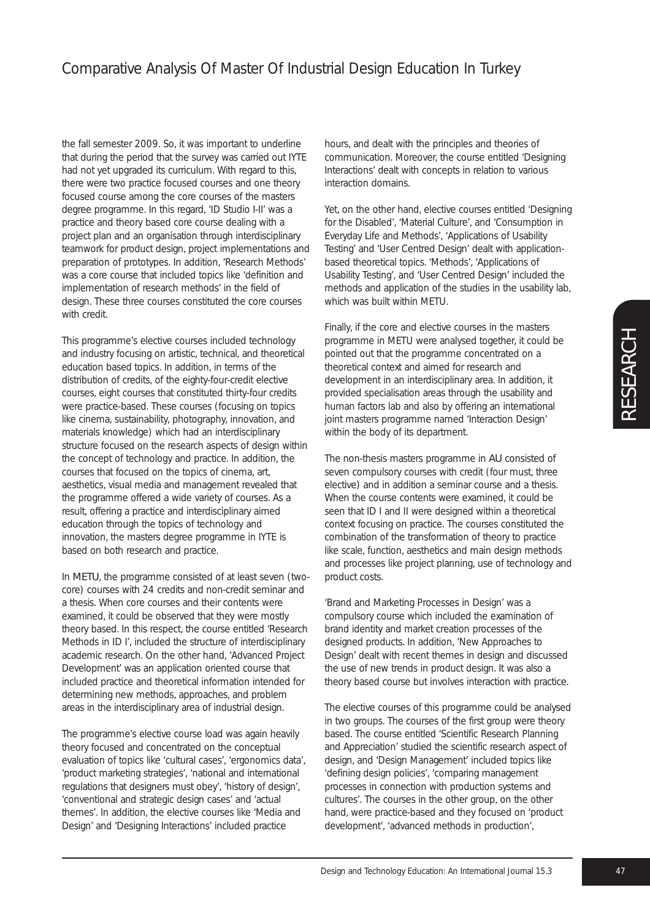the fall semester 2009. So, it was important to underline that during the period that the survey was carried out IYTE had not yet upgraded its curriculum. With regard to this, there were two practice focused courses and one theory focused course among the core courses of the masters degree programme. In this regard, 'ID Studio I-II' was a practice and theory based core course dealing with a project plan and an organisation through interdisciplinary teamwork for product design, project implementations and preparation of prototypes. In addition, 'Research Methods' was a core course that included topics like 'definition and implementation of research methods' in the field of design. These three courses constituted the core courses with credit.

This programme's elective courses included technology and industry focusing on artistic, technical, and theoretical education based topics. In addition, in terms of the distribution of credits, of the eighty-four-credit elective courses, eight courses that constituted thirty-four credits were practice-based. These courses (focusing on topics like cinema, sustainability, photography, innovation, and materials knowledge) which had an interdisciplinary structure focused on the research aspects of design within the concept of technology and practice. In addition, the courses that focused on the topics of cinema, art, aesthetics, visual media and management revealed that the programme offered a wide variety of courses. As a result, offering a practice and interdisciplinary aimed education through the topics of technology and innovation, the masters degree programme in IYTE is based on both research and practice.

In METU, the programme consisted of at least seven (two-core) courses with 24 credits and non-credit seminar and a thesis. When core courses and their contents were examined, it could be observed that they were mostly theory based. In this respect, the course entitled 'Research Methods in ID I', included the structure of interdisciplinary academic research. On the other hand, 'Advanced Project Development' was an application oriented course that included practice and theoretical information intended for determining new methods, approaches, and problem areas in the interdisciplinary area of industrial design.

The programme's elective course load was again heavily theory focused and concentrated on the conceptual evaluation of topics like 'cultural cases', 'ergonomics data', 'product marketing strategies', 'national and international regulations that designers must obey', 'history of design', 'conventional and strategic design cases' and 'actual themes'. In addition, the elective courses like 'Media and Design' and 'Designing Interactions' included practice hours, and dealt with the principles and theories of communication. Moreover, the course entitled 'Designing Interactions' dealt with concepts in relation to various interaction domains.

Yet, on the other hand, elective courses entitled 'Designing for the Disabled', 'Material Culture', and 'Consumption in Everyday Life and Methods', 'Applications of Usability Testing' and 'User Centred Design' dealt with application-based theoretical topics. 'Methods', 'Applications of Usability Testing', and 'User Centred Design' included the methods and application of the studies in the usability lab, which was built within METU.

Finally, if the core and elective courses in the masters programme in METU were analysed together, it could be pointed out that the programme concentrated on a theoretical context and aimed for research and development in an interdisciplinary area. In addition, it provided specialisation areas through the usability and human factors lab and also by offering an international joint masters programme named 'Interaction Design' within the body of its department.

The non-thesis masters programme in AU consisted of seven compulsory courses with credit (four must, three elective) and in addition a seminar course and a thesis. When the course contents were examined, it could be seen that ID I and II were designed within a theoretical context focusing on practice. The courses constituted the combination of the transformation of theory to practice like scale, function, aesthetics and main design methods and processes like project planning, use of technology and product costs.

'Brand and Marketing Processes in Design' was a compulsory course which included the examination of brand identity and market creation processes of the designed products. In addition, 'New Approaches to Design' dealt with recent themes in design and discussed the use of new trends in product design. It was also a theory based course but involves interaction with practice.

The elective courses of this programme could be analysed in two groups. The courses of the first group were theory based. The course entitled 'Scientific Research Planning and Appreciation' studied the scientific research aspect of design, and 'Design Management' included topics like 'defining design policies', 'comparing management processes in connection with production systems and cultures'. The courses in the other group, on the other hand, were practice-based and they focused on 'product development', 'advanced methods in production',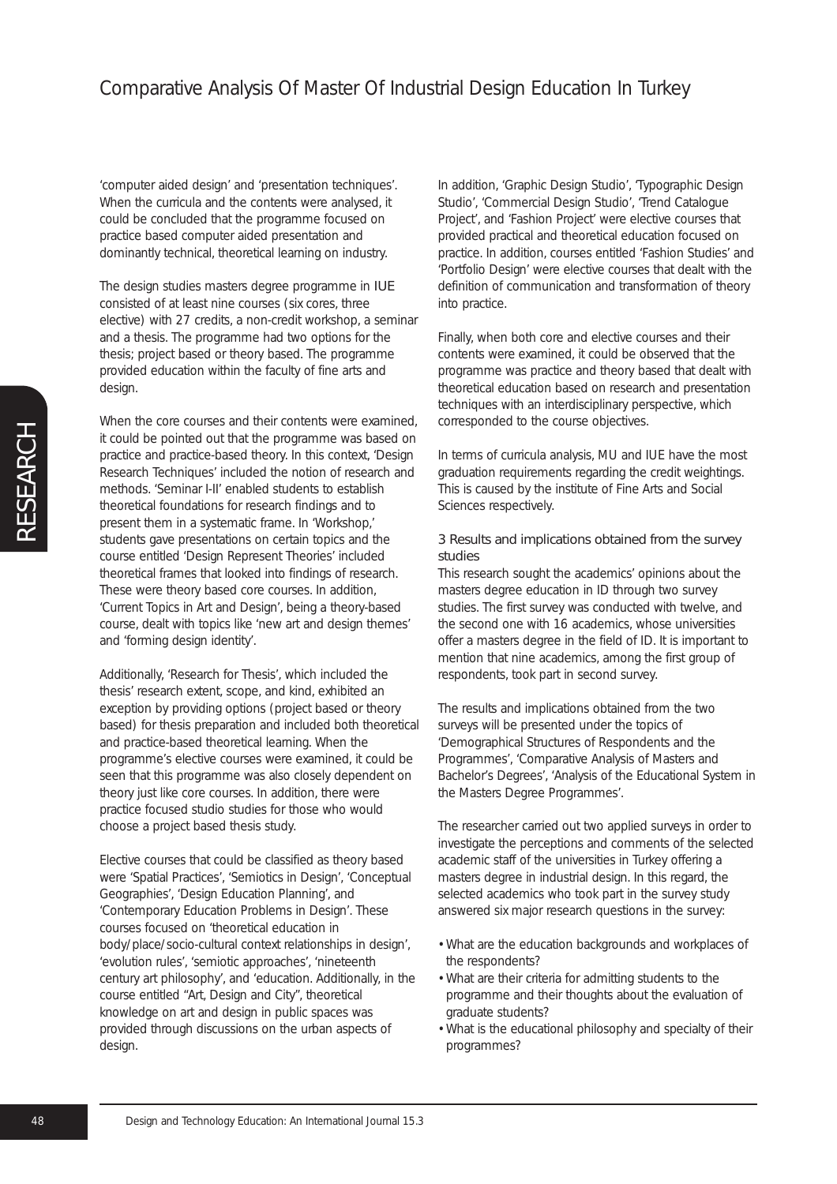'computer aided design' and 'presentation techniques'. When the curricula and the contents were analysed, it could be concluded that the programme focused on practice based computer aided presentation and dominantly technical, theoretical learning on industry.

The design studies masters degree programme in IUE consisted of at least nine courses (six cores, three elective) with 27 credits, a non-credit workshop, a seminar and a thesis. The programme had two options for the thesis; project based or theory based. The programme provided education within the faculty of fine arts and design.

When the core courses and their contents were examined, it could be pointed out that the programme was based on practice and practice-based theory. In this context, 'Design Research Techniques' included the notion of research and methods. 'Seminar I-II' enabled students to establish theoretical foundations for research findings and to present them in a systematic frame. In 'Workshop,' students gave presentations on certain topics and the course entitled 'Design Represent Theories' included theoretical frames that looked into findings of research. These were theory based core courses. In addition, 'Current Topics in Art and Design', being a theory-based course, dealt with topics like 'new art and design themes' and 'forming design identity'.

Additionally, 'Research for Thesis', which included the thesis' research extent, scope, and kind, exhibited an exception by providing options (project based or theory based) for thesis preparation and included both theoretical and practice-based theoretical learning. When the programme's elective courses were examined, it could be seen that this programme was also closely dependent on theory just like core courses. In addition, there were practice focused studio studies for those who would choose a project based thesis study.

Elective courses that could be classified as theory based were 'Spatial Practices', 'Semiotics in Design', 'Conceptual Geographies', 'Design Education Planning', and 'Contemporary Education Problems in Design'. These courses focused on 'theoretical education in body/place/socio-cultural context relationships in design', 'evolution rules', 'semiotic approaches', 'nineteenth century art philosophy', and 'education. Additionally, in the course entitled "Art, Design and City", theoretical knowledge on art and design in public spaces was provided through discussions on the urban aspects of design.

In addition, 'Graphic Design Studio', 'Typographic Design Studio', 'Commercial Design Studio', 'Trend Catalogue Project', and 'Fashion Project' were elective courses that provided practical and theoretical education focused on practice. In addition, courses entitled 'Fashion Studies' and 'Portfolio Design' were elective courses that dealt with the definition of communication and transformation of theory into practice.

Finally, when both core and elective courses and their contents were examined, it could be observed that the programme was practice and theory based that dealt with theoretical education based on research and presentation techniques with an interdisciplinary perspective, which corresponded to the course objectives.

In terms of curricula analysis, MU and IUE have the most graduation requirements regarding the credit weightings. This is caused by the institute of Fine Arts and Social Sciences respectively.

### 3 Results and implications obtained from the survey studies

This research sought the academics' opinions about the masters degree education in ID through two survey studies. The first survey was conducted with twelve, and the second one with 16 academics, whose universities offer a masters degree in the field of ID. It is important to mention that nine academics, among the first group of respondents, took part in second survey.

The results and implications obtained from the two surveys will be presented under the topics of 'Demographical Structures of Respondents and the Programmes', 'Comparative Analysis of Masters and Bachelor's Degrees', 'Analysis of the Educational System in the Masters Degree Programmes'.

The researcher carried out two applied surveys in order to investigate the perceptions and comments of the selected academic staff of the universities in Turkey offering a masters degree in industrial design. In this regard, the selected academics who took part in the survey study answered six major research questions in the survey:

- What are the education backgrounds and workplaces of the respondents?
- What are their criteria for admitting students to the programme and their thoughts about the evaluation of graduate students?
- What is the educational philosophy and specialty of their programmes?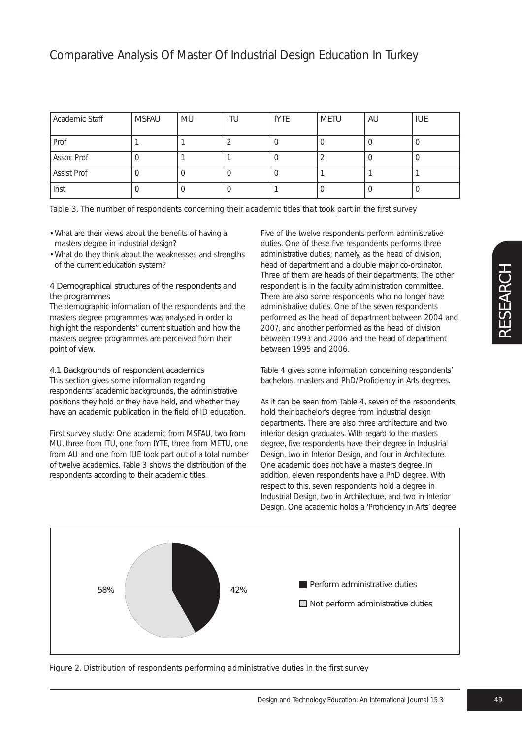| Academic Staff | MSFAU | MU | ITU | IYTE | METU | AU | IUE |
|---|---|---|---|---|---|---|---|
| Prof | 1 | 1 | 2 | 0 | 0 | 0 | 0 |
| Assoc Prof | 0 | 1 | 1 | 0 | 2 | 0 | 0 |
| Assist Prof | 0 | 0 | 0 | 0 | 1 | 1 | 1 |
| Inst | 0 | 0 | 0 | 1 | 0 | 0 | 0 |

Table 3. The number of respondents concerning their academic titles that took part in the first survey

- What are their views about the benefits of having a masters degree in industrial design?
- What do they think about the weaknesses and strengths of the current education system?

### 4 Demographical structures of the respondents and the programmes

The demographic information of the respondents and the masters degree programmes was analysed in order to highlight the respondents" current situation and how the masters degree programmes are perceived from their point of view.

#### 4.1 Backgrounds of respondent academics

This section gives some information regarding respondents' academic backgrounds, the administrative positions they hold or they have held, and whether they have an academic publication in the field of ID education.

First survey study: One academic from MSFAU, two from MU, three from ITU, one from IYTE, three from METU, one from AU and one from IUE took part out of a total number of twelve academics. Table 3 shows the distribution of the respondents according to their academic titles.

Five of the twelve respondents perform administrative duties. One of these five respondents performs three administrative duties; namely, as the head of division, head of department and a double major co-ordinator. Three of them are heads of their departments. The other respondent is in the faculty administration committee. There are also some respondents who no longer have administrative duties. One of the seven respondents performed as the head of department between 2004 and 2007, and another performed as the head of division between 1993 and 2006 and the head of department between 1995 and 2006.

Table 4 gives some information concerning respondents' bachelors, masters and PhD/Proficiency in Arts degrees.

As it can be seen from Table 4, seven of the respondents hold their bachelor's degree from industrial design departments. There are also three architecture and two interior design graduates. With regard to the masters degree, five respondents have their degree in Industrial Design, two in Interior Design, and four in Architecture. One academic does not have a masters degree. In addition, eleven respondents have a PhD degree. With respect to this, seven respondents hold a degree in Industrial Design, two in Architecture, and two in Interior Design. One academic holds a 'Proficiency in Arts' degree

58% 42%

Perform administrative duties

Not perform administrative duties

Figure 2. Distribution of respondents performing administrative duties in the first survey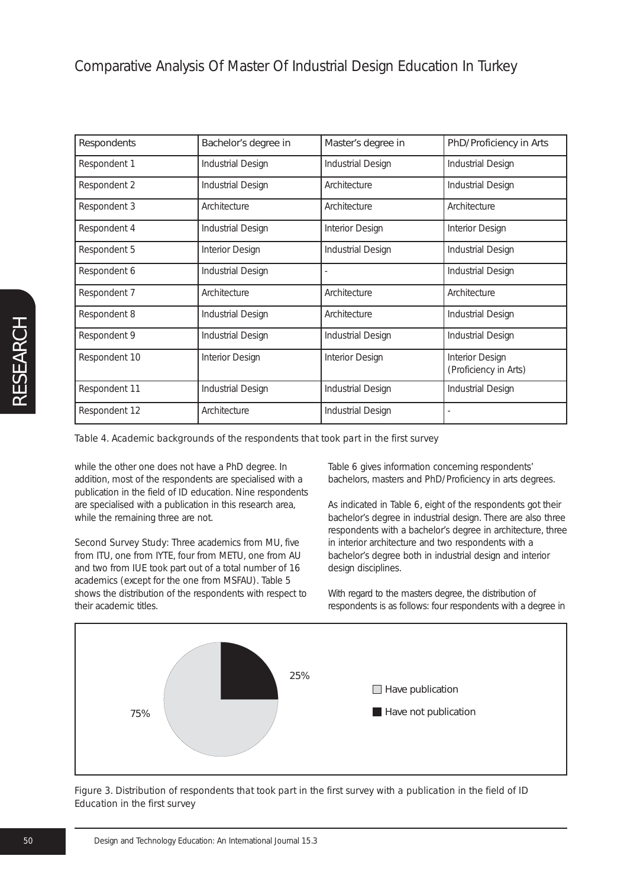| Respondents | Bachelor's degree in | Master's degree in | PhD/Proficiency in Arts |
|---|---|---|---|
| Respondent 1 | Industrial Design | Industrial Design | Industrial Design |
| Respondent 2 | Industrial Design | Architecture | Industrial Design |
| Respondent 3 | Architecture | Architecture | Architecture |
| Respondent 4 | Industrial Design | Interior Design | Interior Design |
| Respondent 5 | Interior Design | Industrial Design | Industrial Design |
| Respondent 6 | Industrial Design | - | Industrial Design |
| Respondent 7 | Architecture | Architecture | Architecture |
| Respondent 8 | Industrial Design | Architecture | Industrial Design |
| Respondent 9 | Industrial Design | Industrial Design | Industrial Design |
| Respondent 10 | Interior Design | Interior Design | Interior Design (Proficiency in Arts) |
| Respondent 11 | Industrial Design | Industrial Design | Industrial Design |
| Respondent 12 | Architecture | Industrial Design | - |

Table 4. Academic backgrounds of the respondents that took part in the first survey

while the other one does not have a PhD degree. In addition, most of the respondents are specialised with a publication in the field of ID education. Nine respondents are specialised with a publication in this research area, while the remaining three are not.

Second Survey Study: Three academics from MU, five from ITU, one from IYTE, four from METU, one from AU and two from IUE took part out of a total number of 16 academics (except for the one from MSFAU). Table 5 shows the distribution of the respondents with respect to their academic titles.

Table 6 gives information concerning respondents' bachelors, masters and PhD/Proficiency in arts degrees.

As indicated in Table 6, eight of the respondents got their bachelor's degree in industrial design. There are also three respondents with a bachelor's degree in architecture, three in interior architecture and two respondents with a bachelor's degree both in industrial design and interior design disciplines.

With regard to the masters degree, the distribution of respondents is as follows: four respondents with a degree in

Figure 3. Distribution of respondents that took part in the first survey with a publication in the field of ID Education in the first survey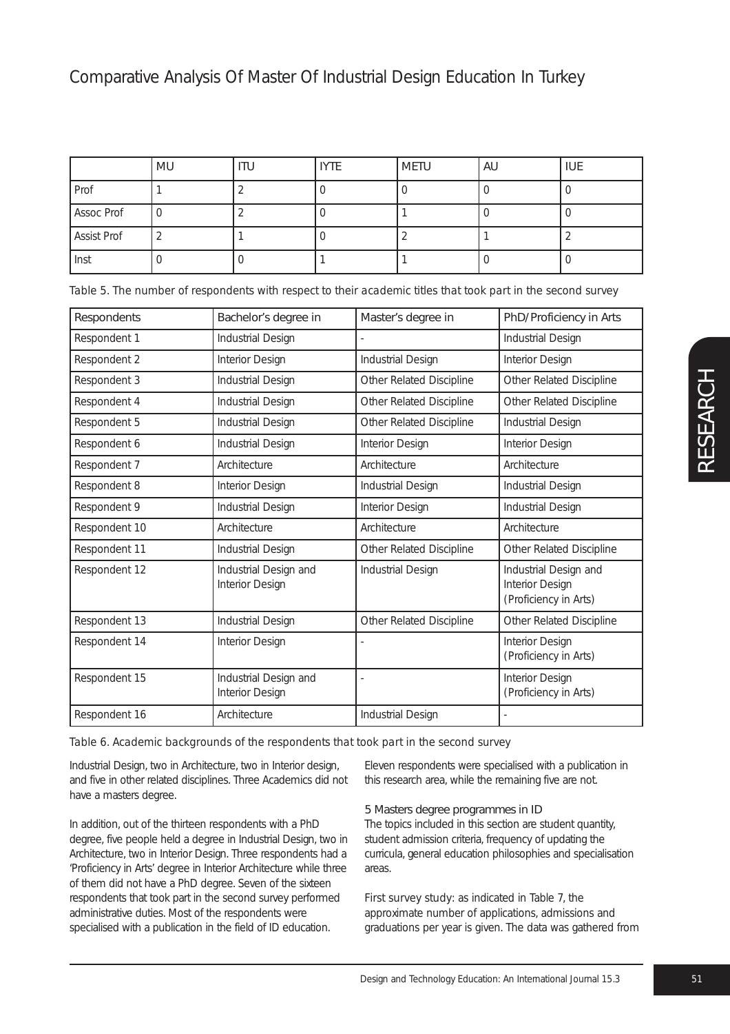|  | MU | ITU | IYTE | METU | AU | IUE |
| --- | --- | --- | --- | --- | --- | --- |
| Prof | 1 | 2 | 0 | 0 | 0 | 0 |
| Assoc Prof | 0 | 2 | 0 | 1 | 0 | 0 |
| Assist Prof | 2 | 1 | 0 | 2 | 1 | 2 |
| Inst | 0 | 0 | 1 | 1 | 0 | 0 |

Table 5. The number of respondents with respect to their academic titles that took part in the second survey

| Respondents | Bachelor's degree in | Master's degree in | PhD/Proficiency in Arts |
| --- | --- | --- | --- |
| Respondent 1 | Industrial Design | - | Industrial Design |
| Respondent 2 | Interior Design | Industrial Design | Interior Design |
| Respondent 3 | Industrial Design | Other Related Discipline | Other Related Discipline |
| Respondent 4 | Industrial Design | Other Related Discipline | Other Related Discipline |
| Respondent 5 | Industrial Design | Other Related Discipline | Industrial Design |
| Respondent 6 | Industrial Design | Interior Design | Interior Design |
| Respondent 7 | Architecture | Architecture | Architecture |
| Respondent 8 | Interior Design | Industrial Design | Industrial Design |
| Respondent 9 | Industrial Design | Interior Design | Industrial Design |
| Respondent 10 | Architecture | Architecture | Architecture |
| Respondent 11 | Industrial Design | Other Related Discipline | Other Related Discipline |
| Respondent 12 | Industrial Design and Interior Design | Industrial Design | Industrial Design and Interior Design (Proficiency in Arts) |
| Respondent 13 | Industrial Design | Other Related Discipline | Other Related Discipline |
| Respondent 14 | Interior Design | - | Interior Design (Proficiency in Arts) |
| Respondent 15 | Industrial Design and Interior Design | - | Interior Design (Proficiency in Arts) |
| Respondent 16 | Architecture | Industrial Design | - |

Table 6. Academic backgrounds of the respondents that took part in the second survey

Industrial Design, two in Architecture, two in Interior design, and five in other related disciplines. Three Academics did not have a masters degree.

In addition, out of the thirteen respondents with a PhD degree, five people held a degree in Industrial Design, two in Architecture, two in Interior Design. Three respondents had a 'Proficiency in Arts' degree in Interior Architecture while three of them did not have a PhD degree. Seven of the sixteen respondents that took part in the second survey performed administrative duties. Most of the respondents were specialised with a publication in the field of ID education.

Eleven respondents were specialised with a publication in this research area, while the remaining five are not.

### 5 Masters degree programmes in ID

The topics included in this section are student quantity, student admission criteria, frequency of updating the curricula, general education philosophies and specialisation areas.

First survey study: as indicated in Table 7, the approximate number of applications, admissions and graduations per year is given. The data was gathered from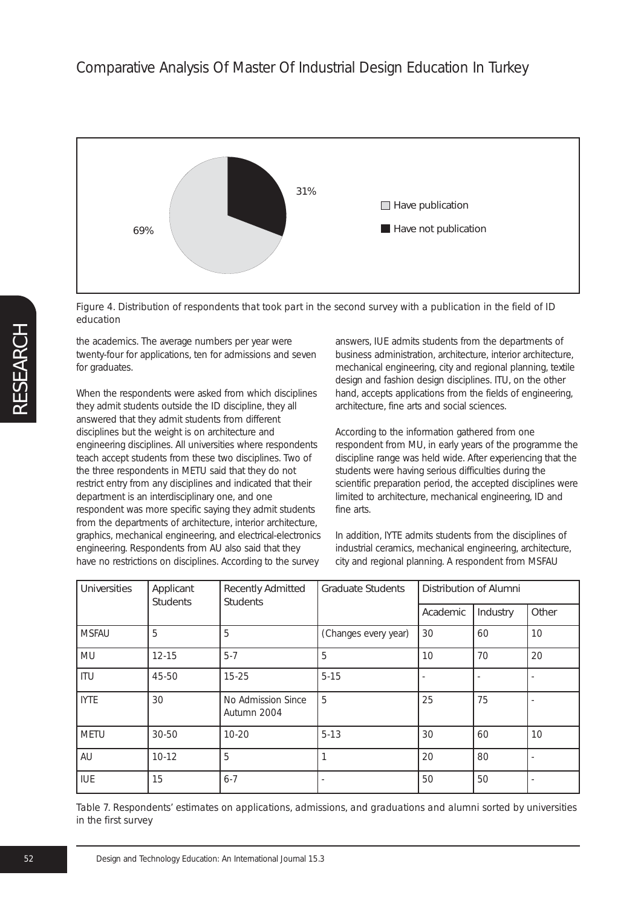Figure 4. Distribution of respondents that took part in the second survey with a publication in the field of ID education

the academics. The average numbers per year were twenty-four for applications, ten for admissions and seven for graduates.

When the respondents were asked from which disciplines they admit students outside the ID discipline, they all answered that they admit students from different disciplines but the weight is on architecture and engineering disciplines. All universities where respondents teach accept students from these two disciplines. Two of the three respondents in METU said that they do not restrict entry from any disciplines and indicated that their department is an interdisciplinary one, and one respondent was more specific saying they admit students from the departments of architecture, interior architecture, graphics, mechanical engineering, and electrical-electronics engineering. Respondents from AU also said that they have no restrictions on disciplines. According to the survey answers, IUE admits students from the departments of business administration, architecture, interior architecture, mechanical engineering, city and regional planning, textile design and fashion design disciplines. ITU, on the other hand, accepts applications from the fields of engineering, architecture, fine arts and social sciences.

According to the information gathered from one respondent from MU, in early years of the programme the discipline range was held wide. After experiencing that the students were having serious difficulties during the scientific preparation period, the accepted disciplines were limited to architecture, mechanical engineering, ID and fine arts.

In addition, IYTE admits students from the disciplines of industrial ceramics, mechanical engineering, architecture, city and regional planning. A respondent from MSFAU

| Universities | Applicant Students | Recently Admitted Students | Graduate Students | Distribution of Alumni | | |
|---|---|---|---|---|---|---|
| | | | | Academic | Industry | Other |
| MSFAU | 5 | 5 | (Changes every year) | 30 | 60 | 10 |
| MU | 12-15 | 5-7 | 5 | 10 | 70 | 20 |
| ITU | 45-50 | 15-25 | 5-15 | - | - | - |
| IYTE | 30 | No Admission Since Autumn 2004 | 5 | 25 | 75 | - |
| METU | 30-50 | 10-20 | 5-13 | 30 | 60 | 10 |
| AU | 10-12 | 5 | 1 | 20 | 80 | - |
| IUE | 15 | 6-7 | - | 50 | 50 | - |

Table 7. Respondents' estimates on applications, admissions, and graduations and alumni sorted by universities in the first survey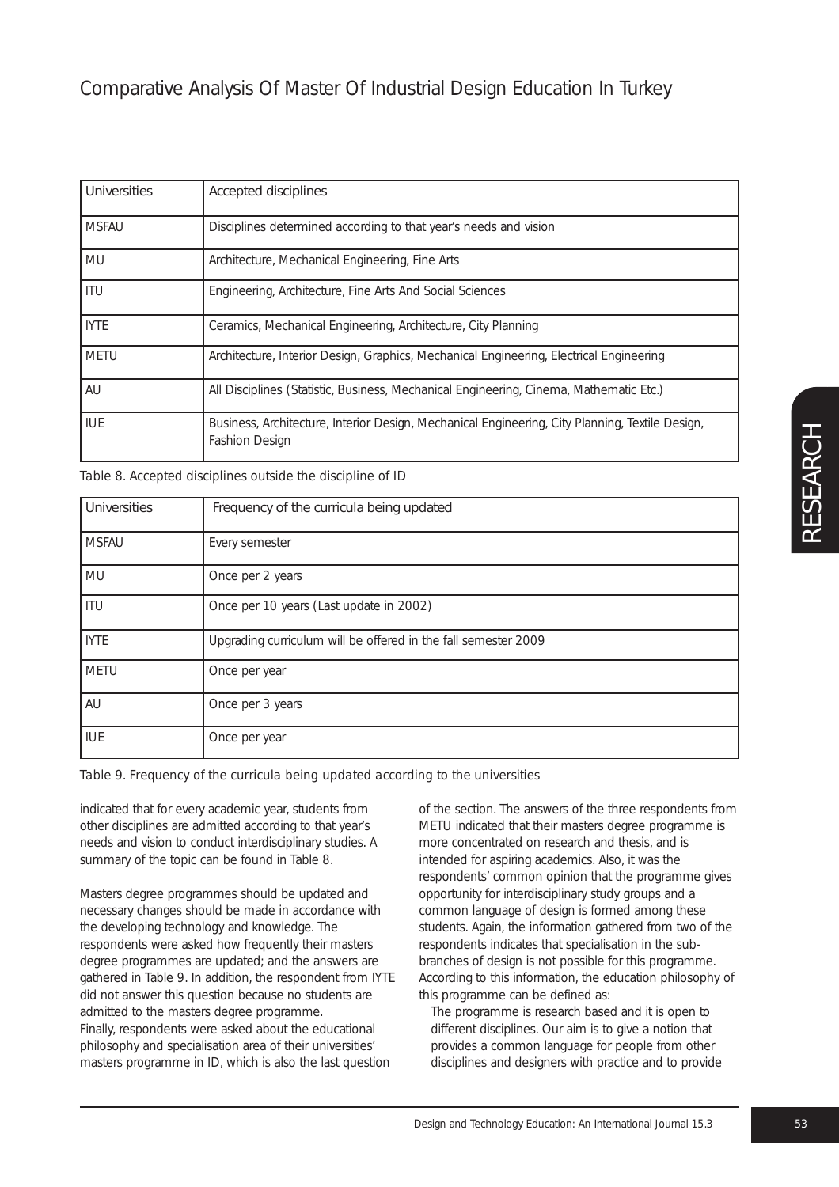| Universities | Accepted disciplines |
| --- | --- |
| MSFAU | Disciplines determined according to that year's needs and vision |
| MU | Architecture, Mechanical Engineering, Fine Arts |
| ITU | Engineering, Architecture, Fine Arts And Social Sciences |
| IYTE | Ceramics, Mechanical Engineering, Architecture, City Planning |
| METU | Architecture, Interior Design, Graphics, Mechanical Engineering, Electrical Engineering |
| AU | All Disciplines (Statistic, Business, Mechanical Engineering, Cinema, Mathematic Etc.) |
| IUE | Business, Architecture, Interior Design, Mechanical Engineering, City Planning, Textile Design, Fashion Design |

Table 8. Accepted disciplines outside the discipline of ID

| Universities | Frequency of the curricula being updated |
| --- | --- |
| MSFAU | Every semester |
| MU | Once per 2 years |
| ITU | Once per 10 years (Last update in 2002) |
| IYTE | Upgrading curriculum will be offered in the fall semester 2009 |
| METU | Once per year |
| AU | Once per 3 years |
| IUE | Once per year |

Table 9. Frequency of the curricula being updated according to the universities

indicated that for every academic year, students from other disciplines are admitted according to that year's needs and vision to conduct interdisciplinary studies. A summary of the topic can be found in Table 8.

Masters degree programmes should be updated and necessary changes should be made in accordance with the developing technology and knowledge. The respondents were asked how frequently their masters degree programmes are updated; and the answers are gathered in Table 9. In addition, the respondent from IYTE did not answer this question because no students are admitted to the masters degree programme.
Finally, respondents were asked about the educational philosophy and specialisation area of their universities' masters programme in ID, which is also the last question of the section. The answers of the three respondents from METU indicated that their masters degree programme is more concentrated on research and thesis, and is intended for aspiring academics. Also, it was the respondents' common opinion that the programme gives opportunity for interdisciplinary study groups and a common language of design is formed among these students. Again, the information gathered from two of the respondents indicates that specialisation in the sub-branches of design is not possible for this programme. According to this information, the education philosophy of this programme can be defined as:

> The programme is research based and it is open to different disciplines. Our aim is to give a notion that provides a common language for people from other disciplines and designers with practice and to provide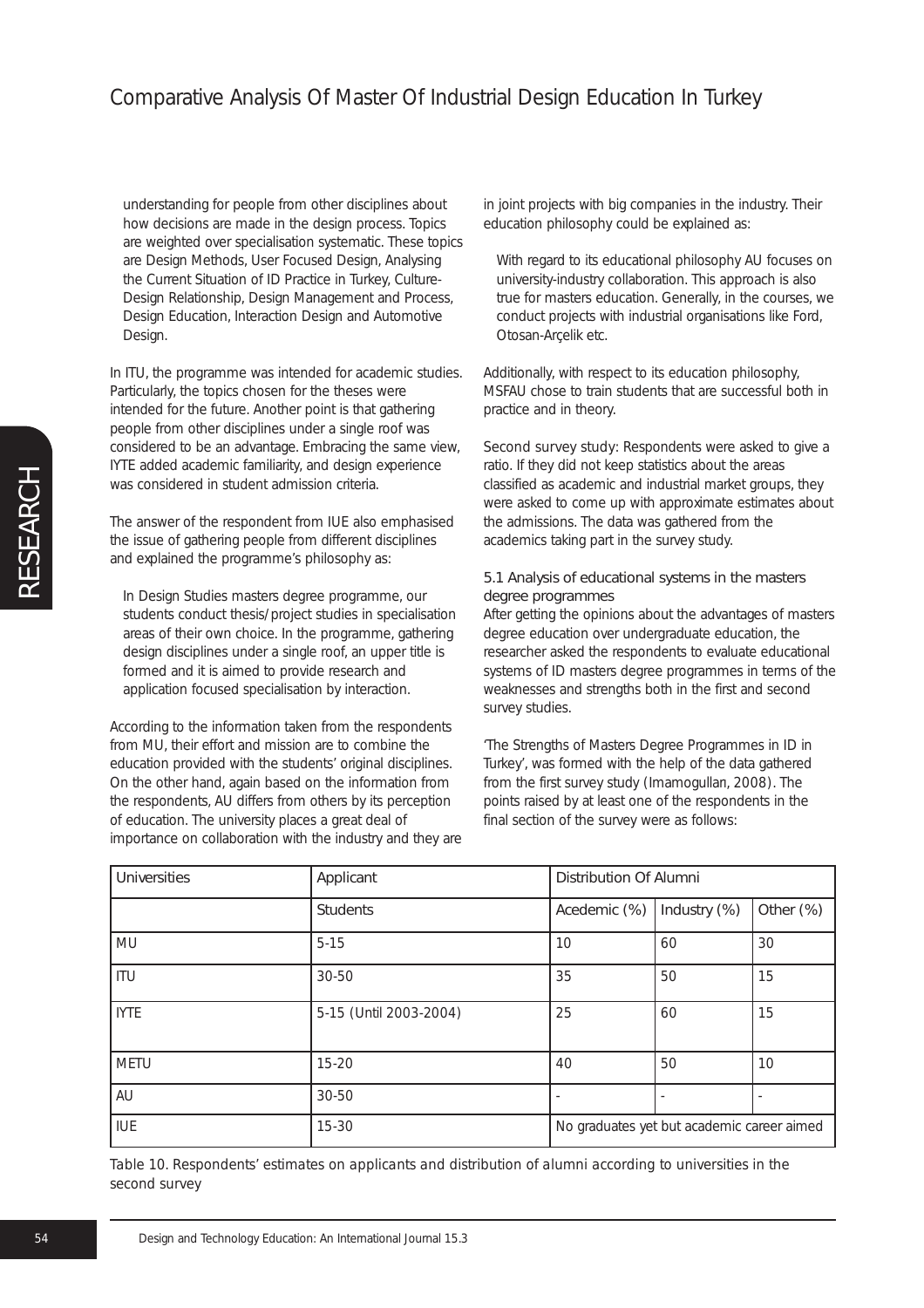understanding for people from other disciplines about how decisions are made in the design process. Topics are weighted over specialisation systematic. These topics are Design Methods, User Focused Design, Analysing the Current Situation of ID Practice in Turkey, Culture-Design Relationship, Design Management and Process, Design Education, Interaction Design and Automotive Design.

In ITU, the programme was intended for academic studies. Particularly, the topics chosen for the theses were intended for the future. Another point is that gathering people from other disciplines under a single roof was considered to be an advantage. Embracing the same view, IYTE added academic familiarity, and design experience was considered in student admission criteria.

The answer of the respondent from IUE also emphasised the issue of gathering people from different disciplines and explained the programme's philosophy as:

> In Design Studies masters degree programme, our students conduct thesis/project studies in specialisation areas of their own choice. In the programme, gathering design disciplines under a single roof, an upper title is formed and it is aimed to provide research and application focused specialisation by interaction.

According to the information taken from the respondents from MU, their effort and mission are to combine the education provided with the students' original disciplines. On the other hand, again based on the information from the respondents, AU differs from others by its perception of education. The university places a great deal of importance on collaboration with the industry and they are in joint projects with big companies in the industry. Their education philosophy could be explained as:

> With regard to its educational philosophy AU focuses on university-industry collaboration. This approach is also true for masters education. Generally, in the courses, we conduct projects with industrial organisations like Ford, Otosan-Arçelik etc.

Additionally, with respect to its education philosophy, MSFAU chose to train students that are successful both in practice and in theory.

Second survey study: Respondents were asked to give a ratio. If they did not keep statistics about the areas classified as academic and industrial market groups, they were asked to come up with approximate estimates about the admissions. The data was gathered from the academics taking part in the survey study.

### 5.1 Analysis of educational systems in the masters degree programmes

After getting the opinions about the advantages of masters degree education over undergraduate education, the researcher asked the respondents to evaluate educational systems of ID masters degree programmes in terms of the weaknesses and strengths both in the first and second survey studies.

'The Strengths of Masters Degree Programmes in ID in Turkey', was formed with the help of the data gathered from the first survey study (Imamogullan, 2008). The points raised by at least one of the respondents in the final section of the survey were as follows:

| Universities | Applicant | Distribution Of Alumni | | |
|---|---|---|---|---|
| | Students | Acedemic (%) | Industry (%) | Other (%) |
| MU | 5-15 | 10 | 60 | 30 |
| ITU | 30-50 | 35 | 50 | 15 |
| IYTE | 5-15 (Until 2003-2004) | 25 | 60 | 15 |
| METU | 15-20 | 40 | 50 | 10 |
| AU | 30-50 | - | - | - |
| IUE | 15-30 | No graduates yet but academic career aimed | | |

Table 10. Respondents' estimates on applicants and distribution of alumni according to universities in the second survey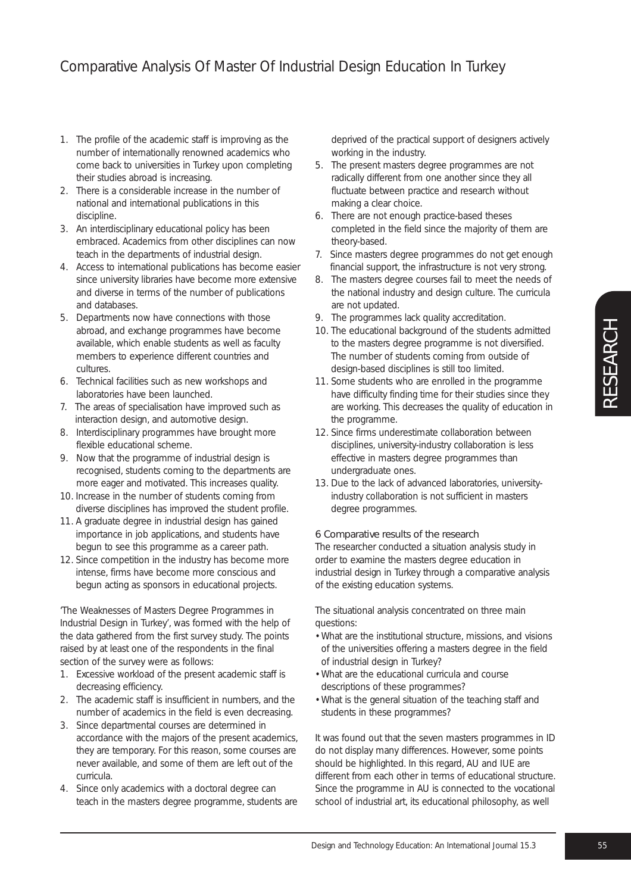1. The profile of the academic staff is improving as the number of internationally renowned academics who come back to universities in Turkey upon completing their studies abroad is increasing.
2. There is a considerable increase in the number of national and international publications in this discipline.
3. An interdisciplinary educational policy has been embraced. Academics from other disciplines can now teach in the departments of industrial design.
4. Access to international publications has become easier since university libraries have become more extensive and diverse in terms of the number of publications and databases.
5. Departments now have connections with those abroad, and exchange programmes have become available, which enable students as well as faculty members to experience different countries and cultures.
6. Technical facilities such as new workshops and laboratories have been launched.
7. The areas of specialisation have improved such as interaction design, and automotive design.
8. Interdisciplinary programmes have brought more flexible educational scheme.
9. Now that the programme of industrial design is recognised, students coming to the departments are more eager and motivated. This increases quality.
10. Increase in the number of students coming from diverse disciplines has improved the student profile.
11. A graduate degree in industrial design has gained importance in job applications, and students have begun to see this programme as a career path.
12. Since competition in the industry has become more intense, firms have become more conscious and begun acting as sponsors in educational projects.

'The Weaknesses of Masters Degree Programmes in Industrial Design in Turkey', was formed with the help of the data gathered from the first survey study. The points raised by at least one of the respondents in the final section of the survey were as follows:

1. Excessive workload of the present academic staff is decreasing efficiency.
2. The academic staff is insufficient in numbers, and the number of academics in the field is even decreasing.
3. Since departmental courses are determined in accordance with the majors of the present academics, they are temporary. For this reason, some courses are never available, and some of them are left out of the curricula.
4. Since only academics with a doctoral degree can teach in the masters degree programme, students are deprived of the practical support of designers actively working in the industry.
5. The present masters degree programmes are not radically different from one another since they all fluctuate between practice and research without making a clear choice.
6. There are not enough practice-based theses completed in the field since the majority of them are theory-based.
7. Since masters degree programmes do not get enough financial support, the infrastructure is not very strong.
8. The masters degree courses fail to meet the needs of the national industry and design culture. The curricula are not updated.
9. The programmes lack quality accreditation.
10. The educational background of the students admitted to the masters degree programme is not diversified. The number of students coming from outside of design-based disciplines is still too limited.
11. Some students who are enrolled in the programme have difficulty finding time for their studies since they are working. This decreases the quality of education in the programme.
12. Since firms underestimate collaboration between disciplines, university-industry collaboration is less effective in masters degree programmes than undergraduate ones.
13. Due to the lack of advanced laboratories, university-industry collaboration is not sufficient in masters degree programmes.

## 6 Comparative results of the research

The researcher conducted a situation analysis study in order to examine the masters degree education in industrial design in Turkey through a comparative analysis of the existing education systems.

The situational analysis concentrated on three main questions:

- What are the institutional structure, missions, and visions of the universities offering a masters degree in the field of industrial design in Turkey?
- What are the educational curricula and course descriptions of these programmes?
- What is the general situation of the teaching staff and students in these programmes?

It was found out that the seven masters programmes in ID do not display many differences. However, some points should be highlighted. In this regard, AU and IUE are different from each other in terms of educational structure. Since the programme in AU is connected to the vocational school of industrial art, its educational philosophy, as well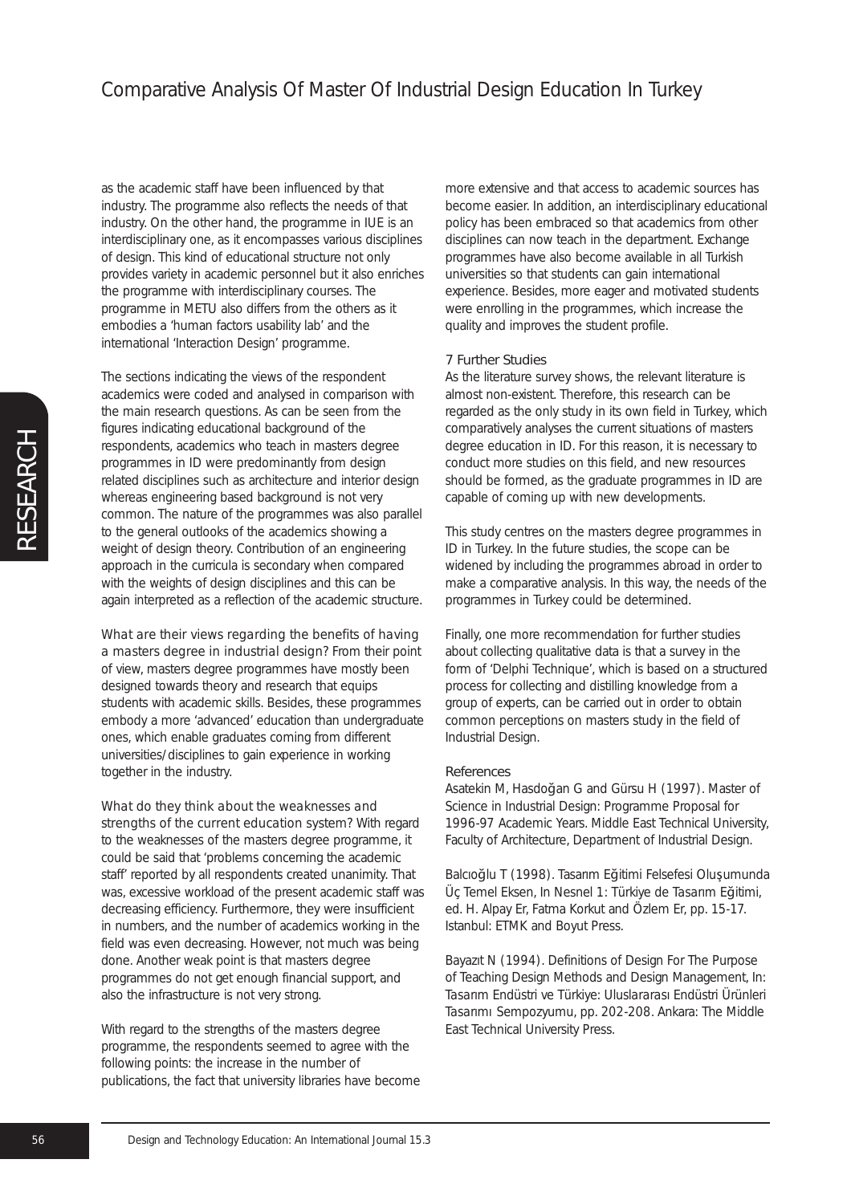as the academic staff have been influenced by that industry. The programme also reflects the needs of that industry. On the other hand, the programme in IUE is an interdisciplinary one, as it encompasses various disciplines of design. This kind of educational structure not only provides variety in academic personnel but it also enriches the programme with interdisciplinary courses. The programme in METU also differs from the others as it embodies a 'human factors usability lab' and the international 'Interaction Design' programme.

The sections indicating the views of the respondent academics were coded and analysed in comparison with the main research questions. As can be seen from the figures indicating educational background of the respondents, academics who teach in masters degree programmes in ID were predominantly from design related disciplines such as architecture and interior design whereas engineering based background is not very common. The nature of the programmes was also parallel to the general outlooks of the academics showing a weight of design theory. Contribution of an engineering approach in the curricula is secondary when compared with the weights of design disciplines and this can be again interpreted as a reflection of the academic structure.

What are their views regarding the benefits of having a masters degree in industrial design? From their point of view, masters degree programmes have mostly been designed towards theory and research that equips students with academic skills. Besides, these programmes embody a more 'advanced' education than undergraduate ones, which enable graduates coming from different universities/disciplines to gain experience in working together in the industry.

What do they think about the weaknesses and strengths of the current education system? With regard to the weaknesses of the masters degree programme, it could be said that 'problems concerning the academic staff' reported by all respondents created unanimity. That was, excessive workload of the present academic staff was decreasing efficiency. Furthermore, they were insufficient in numbers, and the number of academics working in the field was even decreasing. However, not much was being done. Another weak point is that masters degree programmes do not get enough financial support, and also the infrastructure is not very strong.

With regard to the strengths of the masters degree programme, the respondents seemed to agree with the following points: the increase in the number of publications, the fact that university libraries have become more extensive and that access to academic sources has become easier. In addition, an interdisciplinary educational policy has been embraced so that academics from other disciplines can now teach in the department. Exchange programmes have also become available in all Turkish universities so that students can gain international experience. Besides, more eager and motivated students were enrolling in the programmes, which increase the quality and improves the student profile.

## 7 Further Studies

As the literature survey shows, the relevant literature is almost non-existent. Therefore, this research can be regarded as the only study in its own field in Turkey, which comparatively analyses the current situations of masters degree education in ID. For this reason, it is necessary to conduct more studies on this field, and new resources should be formed, as the graduate programmes in ID are capable of coming up with new developments.

This study centres on the masters degree programmes in ID in Turkey. In the future studies, the scope can be widened by including the programmes abroad in order to make a comparative analysis. In this way, the needs of the programmes in Turkey could be determined.

Finally, one more recommendation for further studies about collecting qualitative data is that a survey in the form of 'Delphi Technique', which is based on a structured process for collecting and distilling knowledge from a group of experts, can be carried out in order to obtain common perceptions on masters study in the field of Industrial Design.

## References

Asatekin M, Hasdoğan G and Gürsu H (1997). Master of Science in Industrial Design: Programme Proposal for 1996-97 Academic Years. Middle East Technical University, Faculty of Architecture, Department of Industrial Design.

Balcıoğlu T (1998). Tasarım Eğitimi Felsefesi Oluşumunda Üç Temel Eksen, In Nesnel 1: Türkiye de Tasarım Eğitimi, ed. H. Alpay Er, Fatma Korkut and Özlem Er, pp. 15-17. Istanbul: ETMK and Boyut Press.

Bayazıt N (1994). Definitions of Design For The Purpose of Teaching Design Methods and Design Management, In: Tasarım Endüstri ve Türkiye: Uluslararası Endüstri Ürünleri Tasarımı Sempozyumu, pp. 202-208. Ankara: The Middle East Technical University Press.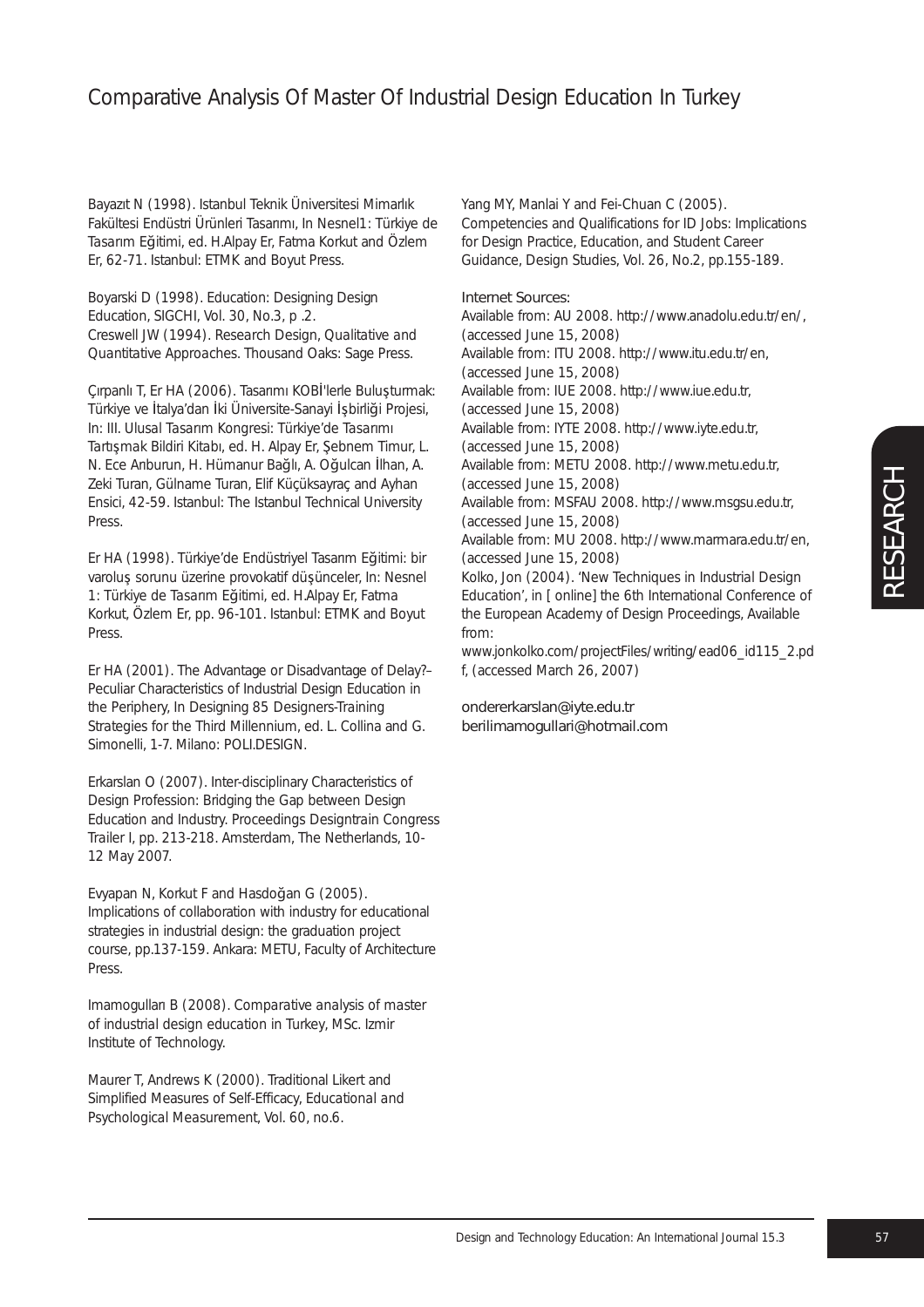Bayazıt N (1998). Istanbul Teknik Üniversitesi Mimarlık Fakültesi Endüstri Ürünleri Tasarımı, In Nesnel1: Türkiye de Tasarım Eğitimi, ed. H.Alpay Er, Fatma Korkut and Özlem Er, 62-71. Istanbul: ETMK and Boyut Press.

Boyarski D (1998). Education: Designing Design Education, SIGCHI, Vol. 30, No.3, p .2.
Creswell JW (1994). Research Design, Qualitative and Quantitative Approaches. Thousand Oaks: Sage Press.

Çırpanlı T, Er HA (2006). Tasarımı KOBİ'lerle Buluşturmak: Türkiye ve İtalya'dan İki Üniversite-Sanayi İşbirliği Projesi, In: III. Ulusal Tasarım Kongresi: Türkiye'de Tasarımı Tartışmak Bildiri Kitabı, ed. H. Alpay Er, Şebnem Timur, L. N. Ece Anburun, H. Hümanur Bağlı, A. Oğulcan İlhan, A. Zeki Turan, Gülname Turan, Elif Küçüksayraç and Ayhan Ensici, 42-59. Istanbul: The Istanbul Technical University Press.

Er HA (1998). Türkiye'de Endüstriyel Tasarım Eğitimi: bir varoluş sorunu üzerine provokatif düşünceler, In: Nesnel 1: Türkiye de Tasarım Eğitimi, ed. H.Alpay Er, Fatma Korkut, Özlem Er, pp. 96-101. Istanbul: ETMK and Boyut Press.

Er HA (2001). The Advantage or Disadvantage of Delay?– Peculiar Characteristics of Industrial Design Education in the Periphery, In Designing 85 Designers-Training Strategies for the Third Millennium, ed. L. Collina and G. Simonelli, 1-7. Milano: POLI.DESIGN.

Erkarslan O (2007). Inter-disciplinary Characteristics of Design Profession: Bridging the Gap between Design Education and Industry. Proceedings Designtrain Congress Trailer I, pp. 213-218. Amsterdam, The Netherlands, 10-12 May 2007.

Evyapan N, Korkut F and Hasdoğan G (2005). Implications of collaboration with industry for educational strategies in industrial design: the graduation project course, pp.137-159. Ankara: METU, Faculty of Architecture Press.

Imamogulları B (2008). Comparative analysis of master of industrial design education in Turkey, MSc. Izmir Institute of Technology.

Maurer T, Andrews K (2000). Traditional Likert and Simplified Measures of Self-Efficacy, Educational and Psychological Measurement, Vol. 60, no.6.

Yang MY, Manlai Y and Fei-Chuan C (2005). Competencies and Qualifications for ID Jobs: Implications for Design Practice, Education, and Student Career Guidance, Design Studies, Vol. 26, No.2, pp.155-189.

Internet Sources:
Available from: AU 2008. http://www.anadolu.edu.tr/en/, (accessed June 15, 2008)
Available from: ITU 2008. http://www.itu.edu.tr/en, (accessed June 15, 2008)
Available from: IUE 2008. http://www.iue.edu.tr, (accessed June 15, 2008)
Available from: IYTE 2008. http://www.iyte.edu.tr, (accessed June 15, 2008)
Available from: METU 2008. http://www.metu.edu.tr, (accessed June 15, 2008)
Available from: MSFAU 2008. http://www.msgsu.edu.tr, (accessed June 15, 2008)
Available from: MU 2008. http://www.marmara.edu.tr/en, (accessed June 15, 2008)
Kolko, Jon (2004). 'New Techniques in Industrial Design Education', in [ online] the 6th International Conference of the European Academy of Design Proceedings, Available from:
www.jonkolko.com/projectFiles/writing/ead06_id115_2.pdf, (accessed March 26, 2007)

ondererkarslan@iyte.edu.tr
berilimamogullari@hotmail.com